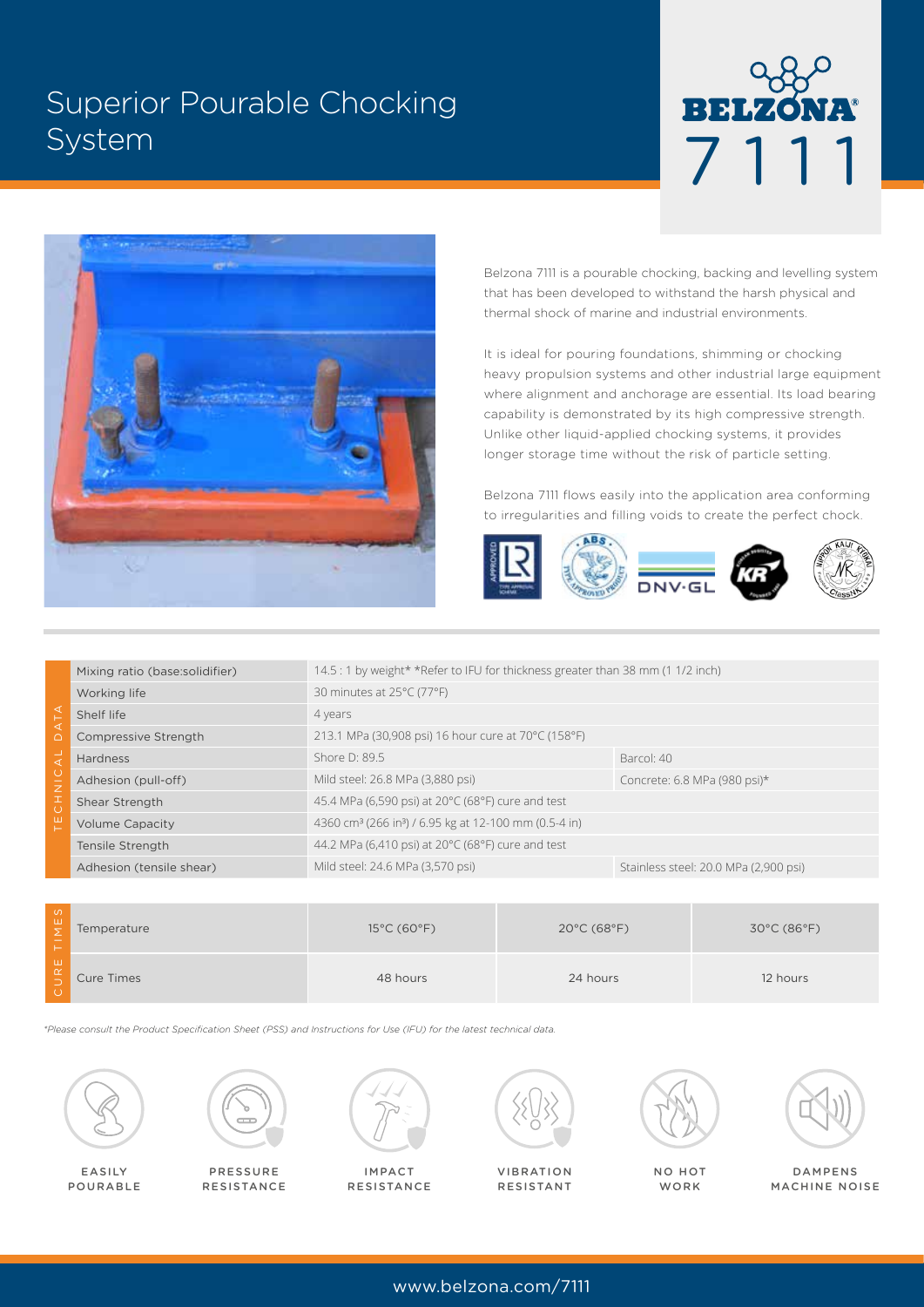# Superior Pourable Chocking System

BELZONA® 7111

Belzona 7111 is a pourable chocking, backing and levelling system that has been developed to withstand the harsh physical and thermal shock of marine and industrial environments.

It is ideal for pouring foundations, shimming or chocking heavy propulsion systems and other industrial large equipment where alignment and anchorage are essential. Its load bearing capability is demonstrated by its high compressive strength. Unlike other liquid-applied chocking systems, it provides longer storage time without the risk of particle setting.

Belzona 7111 flows easily into the application area conforming to irregularities and filling voids to create the perfect chock.

## TECHNICAL DATA

| Property | Value | |
|---|---|---|
| Mixing ratio (base:solidifier) | 14.5 : 1 by weight* *Refer to IFU for thickness greater than 38 mm (1 1/2 inch) | |
| Working life | 30 minutes at 25°C (77°F) | |
| Shelf life | 4 years | |
| Compressive Strength | 213.1 MPa (30,908 psi) 16 hour cure at 70°C (158°F) | |
| Hardness | Shore D: 89.5 | Barcol: 40 |
| Adhesion (pull-off) | Mild steel: 26.8 MPa (3,880 psi) | Concrete: 6.8 MPa (980 psi)* |
| Shear Strength | 45.4 MPa (6,590 psi) at 20°C (68°F) cure and test | |
| Volume Capacity | 4360 cm³ (266 in³) / 6.95 kg at 12-100 mm (0.5-4 in) | |
| Tensile Strength | 44.2 MPa (6,410 psi) at 20°C (68°F) cure and test | |
| Adhesion (tensile shear) | Mild steel: 24.6 MPa (3,570 psi) | Stainless steel: 20.0 MPa (2,900 psi) |

## CURE TIMES

| Temperature | 15°C (60°F) | 20°C (68°F) | 30°C (86°F) |
|---|---|---|---|
| Cure Times | 48 hours | 24 hours | 12 hours |

*\*Please consult the Product Specification Sheet (PSS) and Instructions for Use (IFU) for the latest technical data.*

EASILY POURABLE | PRESSURE RESISTANCE | IMPACT RESISTANCE | VIBRATION RESISTANT | NO HOT WORK | DAMPENS MACHINE NOISE

www.belzona.com/7111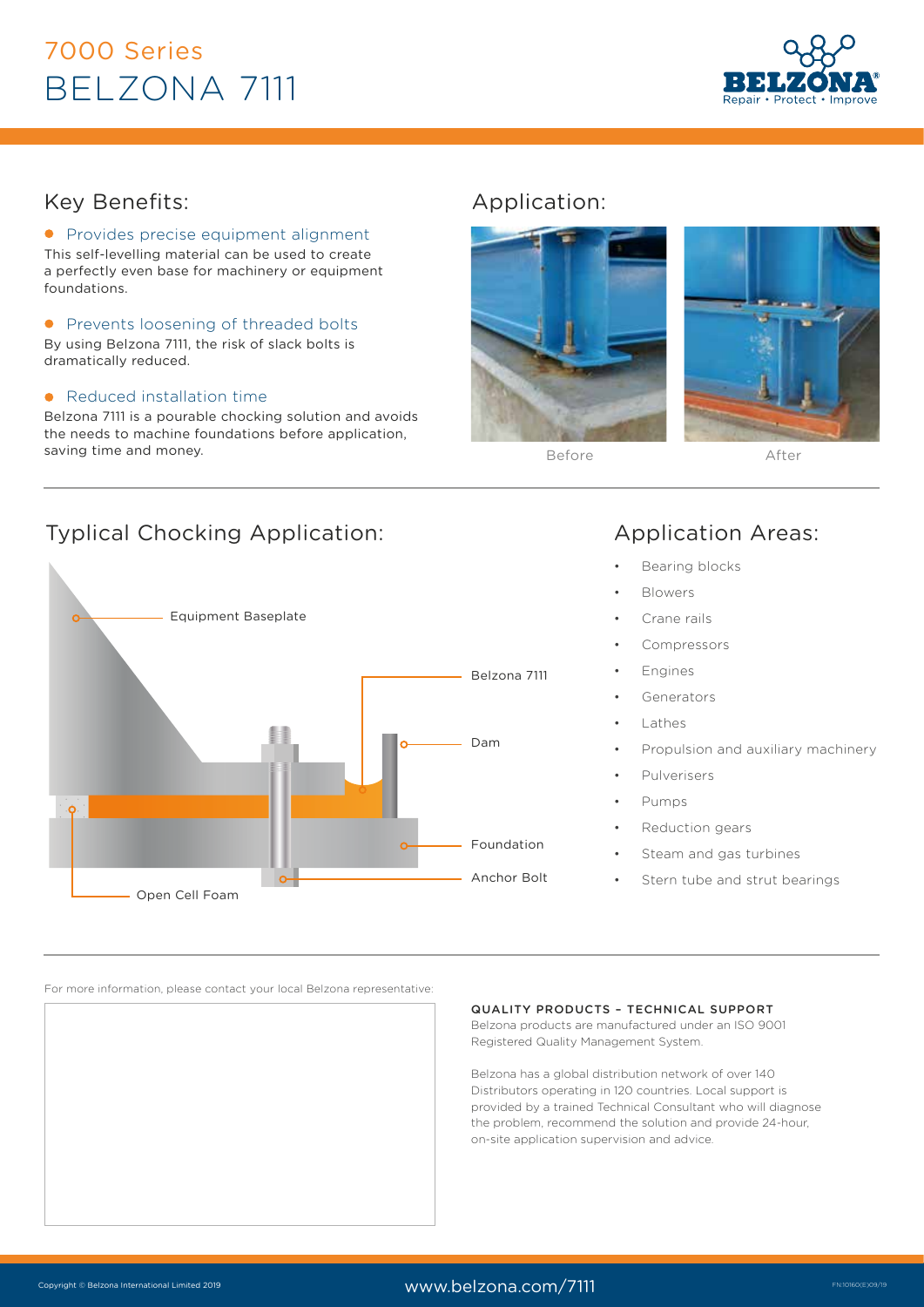# 7000 Series
# BELZONA 7111

## Key Benefits:

- **Provides precise equipment alignment**
  This self-levelling material can be used to create a perfectly even base for machinery or equipment foundations.

- **Prevents loosening of threaded bolts**
  By using Belzona 7111, the risk of slack bolts is dramatically reduced.

- **Reduced installation time**
  Belzona 7111 is a pourable chocking solution and avoids the needs to machine foundations before application, saving time and money.

## Application:

Before

After

## Typical Chocking Application:

Equipment Baseplate

Belzona 7111

Dam

Foundation

Anchor Bolt

Open Cell Foam

## Application Areas:

- Bearing blocks
- Blowers
- Crane rails
- Compressors
- Engines
- Generators
- Lathes
- Propulsion and auxiliary machinery
- Pulverisers
- Pumps
- Reduction gears
- Steam and gas turbines
- Stern tube and strut bearings

For more information, please contact your local Belzona representative:

**QUALITY PRODUCTS – TECHNICAL SUPPORT**
Belzona products are manufactured under an ISO 9001 Registered Quality Management System.

Belzona has a global distribution network of over 140 Distributors operating in 120 countries. Local support is provided by a trained Technical Consultant who will diagnose the problem, recommend the solution and provide 24-hour, on-site application supervision and advice.

Copyright © Belzona International Limited 2019

www.belzona.com/7111

FN:10160(E)09/19